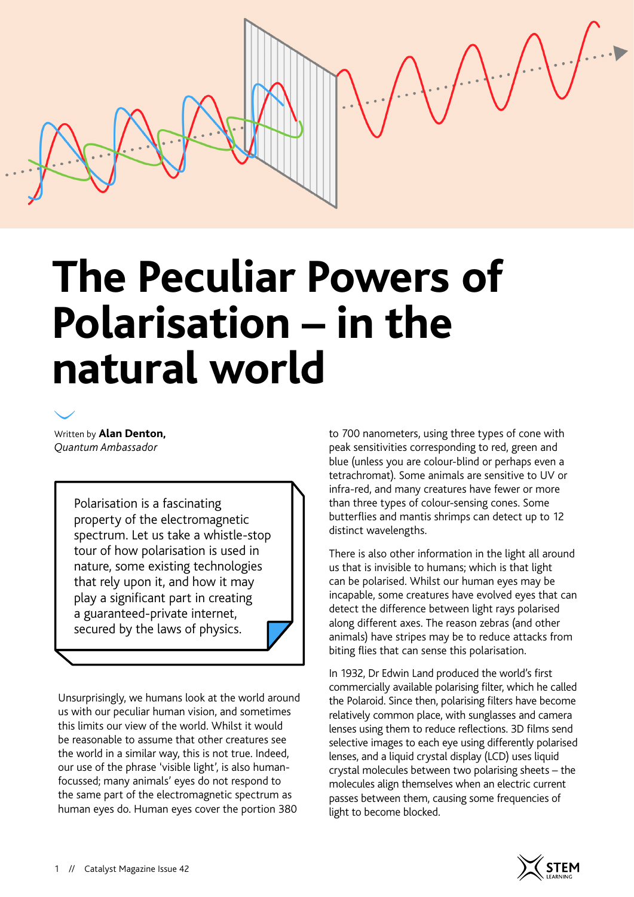# The Peculiar Powers of Polarisation – in the natural world

Written by **Alan Denton,**
*Quantum Ambassador*

Polarisation is a fascinating property of the electromagnetic spectrum. Let us take a whistle-stop tour of how polarisation is used in nature, some existing technologies that rely upon it, and how it may play a significant part in creating a guaranteed-private internet, secured by the laws of physics.

Unsurprisingly, we humans look at the world around us with our peculiar human vision, and sometimes this limits our view of the world. Whilst it would be reasonable to assume that other creatures see the world in a similar way, this is not true. Indeed, our use of the phrase 'visible light', is also human-focussed; many animals' eyes do not respond to the same part of the electromagnetic spectrum as human eyes do. Human eyes cover the portion 380 to 700 nanometers, using three types of cone with peak sensitivities corresponding to red, green and blue (unless you are colour-blind or perhaps even a tetrachromat). Some animals are sensitive to UV or infra-red, and many creatures have fewer or more than three types of colour-sensing cones. Some butterflies and mantis shrimps can detect up to 12 distinct wavelengths.

There is also other information in the light all around us that is invisible to humans; which is that light can be polarised. Whilst our human eyes may be incapable, some creatures have evolved eyes that can detect the difference between light rays polarised along different axes. The reason zebras (and other animals) have stripes may be to reduce attacks from biting flies that can sense this polarisation.

In 1932, Dr Edwin Land produced the world's first commercially available polarising filter, which he called the Polaroid. Since then, polarising filters have become relatively common place, with sunglasses and camera lenses using them to reduce reflections. 3D films send selective images to each eye using differently polarised lenses, and a liquid crystal display (LCD) uses liquid crystal molecules between two polarising sheets – the molecules align themselves when an electric current passes between them, causing some frequencies of light to become blocked.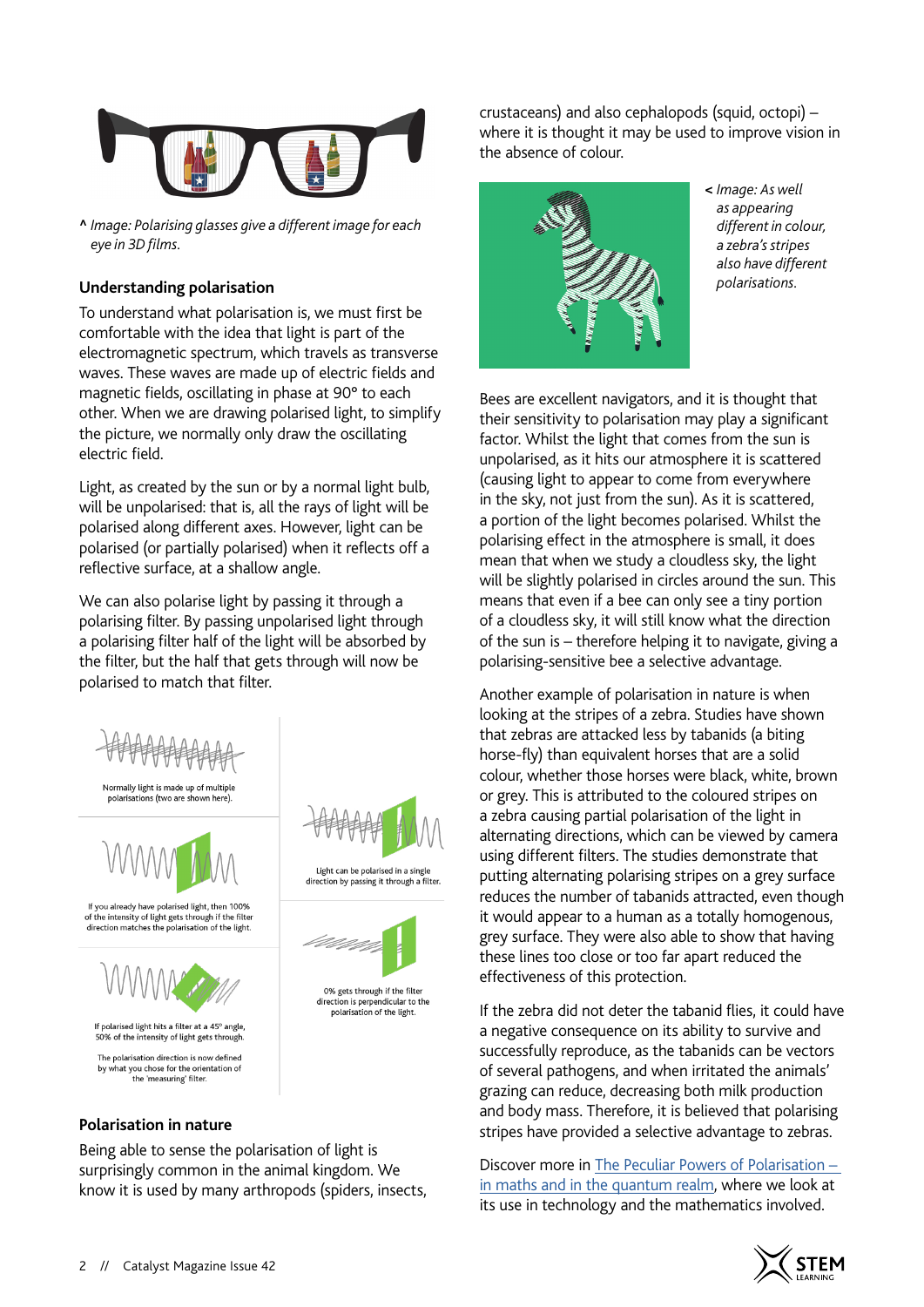^ *Image: Polarising glasses give a different image for each eye in 3D films.*

### Understanding polarisation

To understand what polarisation is, we must first be comfortable with the idea that light is part of the electromagnetic spectrum, which travels as transverse waves. These waves are made up of electric fields and magnetic fields, oscillating in phase at 90° to each other. When we are drawing polarised light, to simplify the picture, we normally only draw the oscillating electric field.

Light, as created by the sun or by a normal light bulb, will be unpolarised: that is, all the rays of light will be polarised along different axes. However, light can be polarised (or partially polarised) when it reflects off a reflective surface, at a shallow angle.

We can also polarise light by passing it through a polarising filter. By passing unpolarised light through a polarising filter half of the light will be absorbed by the filter, but the half that gets through will now be polarised to match that filter.

Normally light is made up of multiple polarisations (two are shown here).

Light can be polarised in a single direction by passing it through a filter.

If you already have polarised light, then 100% of the intensity of light gets through if the filter direction matches the polarisation of the light.

0% gets through if the filter direction is perpendicular to the polarisation of the light.

If polarised light hits a filter at a 45° angle, 50% of the intensity of light gets through.

The polarisation direction is now defined by what you chose for the orientation of the 'measuring' filter.

### Polarisation in nature

Being able to sense the polarisation of light is surprisingly common in the animal kingdom. We know it is used by many arthropods (spiders, insects, crustaceans) and also cephalopods (squid, octopi) – where it is thought it may be used to improve vision in the absence of colour.

< *Image: As well as appearing different in colour, a zebra's stripes also have different polarisations.*

Bees are excellent navigators, and it is thought that their sensitivity to polarisation may play a significant factor. Whilst the light that comes from the sun is unpolarised, as it hits our atmosphere it is scattered (causing light to appear to come from everywhere in the sky, not just from the sun). As it is scattered, a portion of the light becomes polarised. Whilst the polarising effect in the atmosphere is small, it does mean that when we study a cloudless sky, the light will be slightly polarised in circles around the sun. This means that even if a bee can only see a tiny portion of a cloudless sky, it will still know what the direction of the sun is – therefore helping it to navigate, giving a polarising-sensitive bee a selective advantage.

Another example of polarisation in nature is when looking at the stripes of a zebra. Studies have shown that zebras are attacked less by tabanids (a biting horse-fly) than equivalent horses that are a solid colour, whether those horses were black, white, brown or grey. This is attributed to the coloured stripes on a zebra causing partial polarisation of the light in alternating directions, which can be viewed by camera using different filters. The studies demonstrate that putting alternating polarising stripes on a grey surface reduces the number of tabanids attracted, even though it would appear to a human as a totally homogenous, grey surface. They were also able to show that having these lines too close or too far apart reduced the effectiveness of this protection.

If the zebra did not deter the tabanid flies, it could have a negative consequence on its ability to survive and successfully reproduce, as the tabanids can be vectors of several pathogens, and when irritated the animals' grazing can reduce, decreasing both milk production and body mass. Therefore, it is believed that polarising stripes have provided a selective advantage to zebras.

Discover more in [The Peculiar Powers of Polarisation – in maths and in the quantum realm](), where we look at its use in technology and the mathematics involved.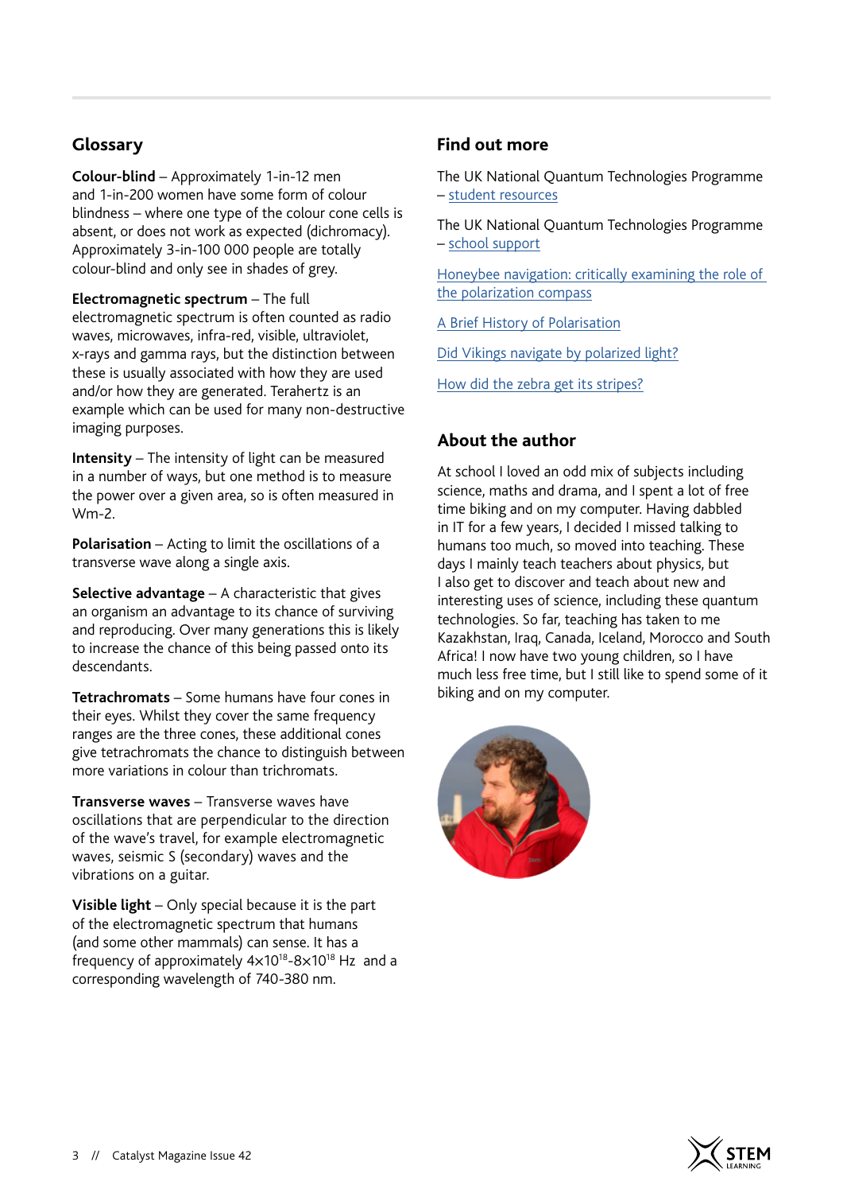## Glossary

**Colour-blind** – Approximately 1-in-12 men and 1-in-200 women have some form of colour blindness – where one type of the colour cone cells is absent, or does not work as expected (dichromacy). Approximately 3-in-100 000 people are totally colour-blind and only see in shades of grey.

**Electromagnetic spectrum** – The full electromagnetic spectrum is often counted as radio waves, microwaves, infra-red, visible, ultraviolet, x-rays and gamma rays, but the distinction between these is usually associated with how they are used and/or how they are generated. Terahertz is an example which can be used for many non-destructive imaging purposes.

**Intensity** – The intensity of light can be measured in a number of ways, but one method is to measure the power over a given area, so is often measured in Wm-2.

**Polarisation** – Acting to limit the oscillations of a transverse wave along a single axis.

**Selective advantage** – A characteristic that gives an organism an advantage to its chance of surviving and reproducing. Over many generations this is likely to increase the chance of this being passed onto its descendants.

**Tetrachromats** – Some humans have four cones in their eyes. Whilst they cover the same frequency ranges are the three cones, these additional cones give tetrachromats the chance to distinguish between more variations in colour than trichromats.

**Transverse waves** – Transverse waves have oscillations that are perpendicular to the direction of the wave's travel, for example electromagnetic waves, seismic S (secondary) waves and the vibrations on a guitar.

**Visible light** – Only special because it is the part of the electromagnetic spectrum that humans (and some other mammals) can sense. It has a frequency of approximately $4 \times 10^{18}$-$8 \times 10^{18}$ Hz and a corresponding wavelength of 740-380 nm.

## Find out more

The UK National Quantum Technologies Programme – student resources

The UK National Quantum Technologies Programme – school support

Honeybee navigation: critically examining the role of the polarization compass

A Brief History of Polarisation

Did Vikings navigate by polarized light?

How did the zebra get its stripes?

## About the author

At school I loved an odd mix of subjects including science, maths and drama, and I spent a lot of free time biking and on my computer. Having dabbled in IT for a few years, I decided I missed talking to humans too much, so moved into teaching. These days I mainly teach teachers about physics, but I also get to discover and teach about new and interesting uses of science, including these quantum technologies. So far, teaching has taken to me Kazakhstan, Iraq, Canada, Iceland, Morocco and South Africa! I now have two young children, so I have much less free time, but I still like to spend some of it biking and on my computer.